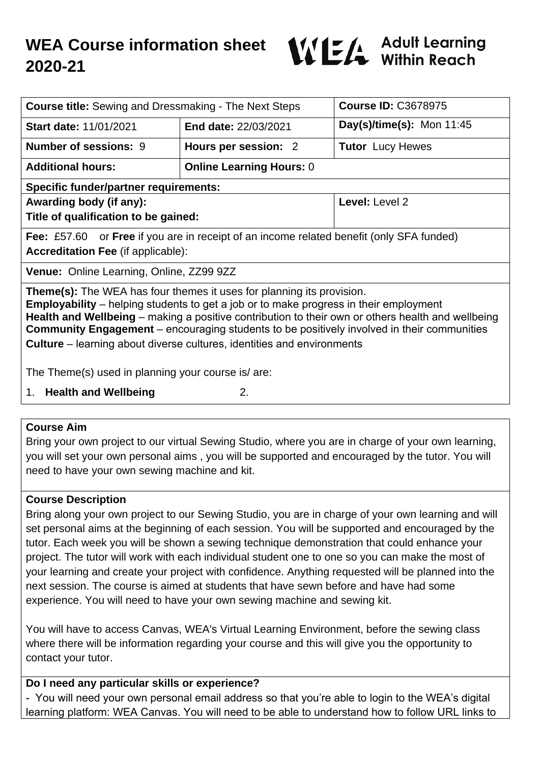# WEA Course information sheet 2020-21

WEA Adult Learning Within Reach

| **Course title:** Sewing and Dressmaking - The Next Steps | | **Course ID:** C3678975 |
|---|---|---|
| **Start date:** 11/01/2021 | **End date:** 22/03/2021 | **Day(s)/time(s):** Mon 11:45 |
| **Number of sessions:** 9 | **Hours per session:** 2 | **Tutor** Lucy Hewes |
| **Additional hours:** | **Online Learning Hours:** 0 | |
| **Specific funder/partner requirements:** | | |
| **Awarding body (if any):** **Title of qualification to be gained:** | | **Level:** Level 2 |
| **Fee:** £57.60 or **Free** if you are in receipt of an income related benefit (only SFA funded) **Accreditation Fee** (if applicable): | | |
| **Venue:** Online Learning, Online, ZZ99 9ZZ | | |

**Theme(s):** The WEA has four themes it uses for planning its provision.
**Employability** – helping students to get a job or to make progress in their employment
**Health and Wellbeing** – making a positive contribution to their own or others health and wellbeing
**Community Engagement** – encouraging students to be positively involved in their communities
**Culture** – learning about diverse cultures, identities and environments

The Theme(s) used in planning your course is/ are:

1. **Health and Wellbeing** 2.

## Course Aim

Bring your own project to our virtual Sewing Studio, where you are in charge of your own learning, you will set your own personal aims , you will be supported and encouraged by the tutor. You will need to have your own sewing machine and kit.

## Course Description

Bring along your own project to our Sewing Studio, you are in charge of your own learning and will set personal aims at the beginning of each session. You will be supported and encouraged by the tutor. Each week you will be shown a sewing technique demonstration that could enhance your project. The tutor will work with each individual student one to one so you can make the most of your learning and create your project with confidence. Anything requested will be planned into the next session. The course is aimed at students that have sewn before and have had some experience. You will need to have your own sewing machine and sewing kit.

You will have to access Canvas, WEA's Virtual Learning Environment, before the sewing class where there will be information regarding your course and this will give you the opportunity to contact your tutor.

## Do I need any particular skills or experience?

- You will need your own personal email address so that you're able to login to the WEA's digital learning platform: WEA Canvas. You will need to be able to understand how to follow URL links to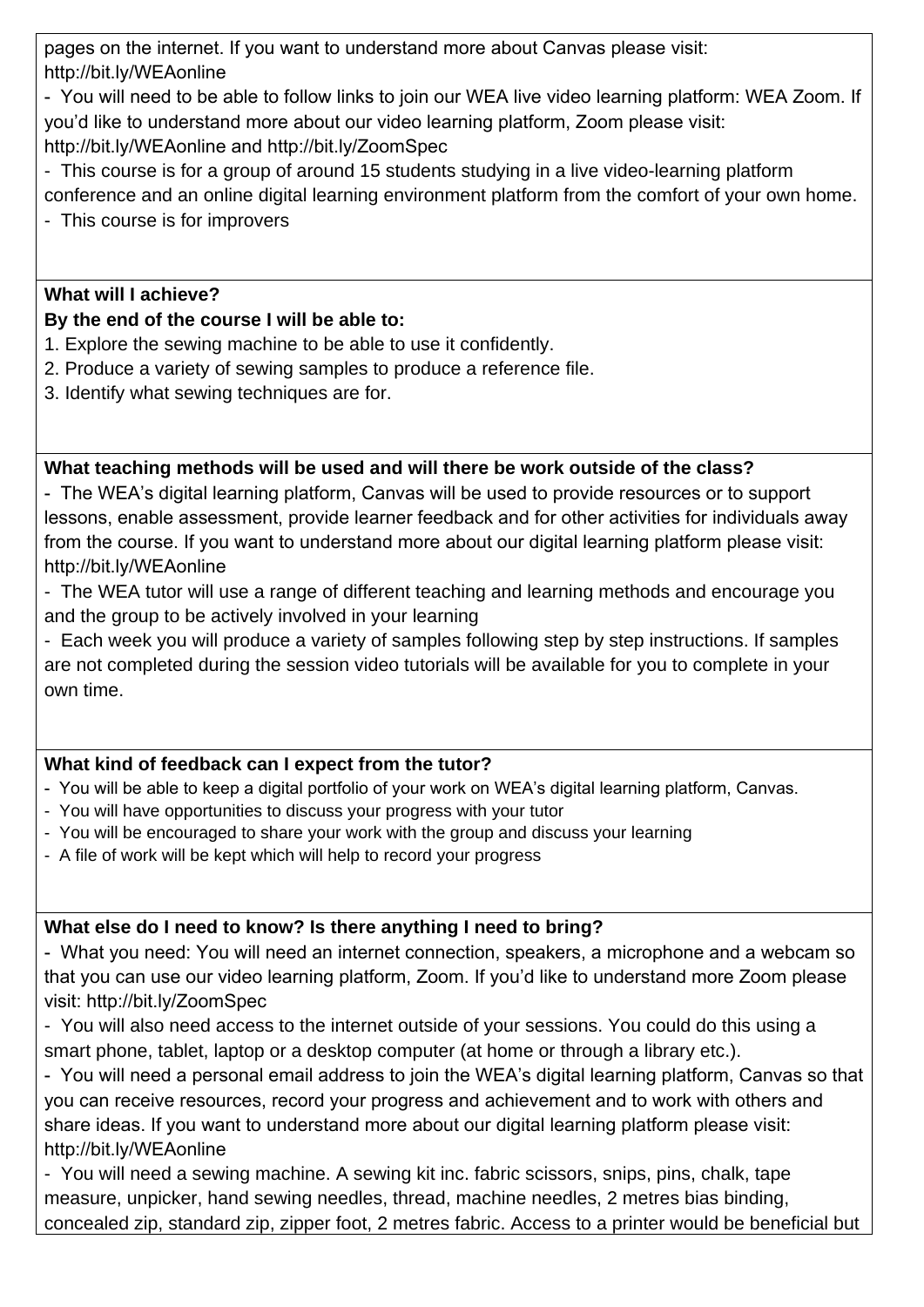pages on the internet. If you want to understand more about Canvas please visit: http://bit.ly/WEAonline

- You will need to be able to follow links to join our WEA live video learning platform: WEA Zoom. If you'd like to understand more about our video learning platform, Zoom please visit: http://bit.ly/WEAonline and http://bit.ly/ZoomSpec
- This course is for a group of around 15 students studying in a live video-learning platform conference and an online digital learning environment platform from the comfort of your own home.
- This course is for improvers

**What will I achieve?**

**By the end of the course I will be able to:**

1. Explore the sewing machine to be able to use it confidently.
2. Produce a variety of sewing samples to produce a reference file.
3. Identify what sewing techniques are for.

**What teaching methods will be used and will there be work outside of the class?**

- The WEA's digital learning platform, Canvas will be used to provide resources or to support lessons, enable assessment, provide learner feedback and for other activities for individuals away from the course. If you want to understand more about our digital learning platform please visit: http://bit.ly/WEAonline
- The WEA tutor will use a range of different teaching and learning methods and encourage you and the group to be actively involved in your learning
- Each week you will produce a variety of samples following step by step instructions. If samples are not completed during the session video tutorials will be available for you to complete in your own time.

**What kind of feedback can I expect from the tutor?**

- You will be able to keep a digital portfolio of your work on WEA's digital learning platform, Canvas.
- You will have opportunities to discuss your progress with your tutor
- You will be encouraged to share your work with the group and discuss your learning
- A file of work will be kept which will help to record your progress

**What else do I need to know? Is there anything I need to bring?**

- What you need: You will need an internet connection, speakers, a microphone and a webcam so that you can use our video learning platform, Zoom. If you'd like to understand more Zoom please visit: http://bit.ly/ZoomSpec
- You will also need access to the internet outside of your sessions. You could do this using a smart phone, tablet, laptop or a desktop computer (at home or through a library etc.).
- You will need a personal email address to join the WEA's digital learning platform, Canvas so that you can receive resources, record your progress and achievement and to work with others and share ideas. If you want to understand more about our digital learning platform please visit: http://bit.ly/WEAonline
- You will need a sewing machine. A sewing kit inc. fabric scissors, snips, pins, chalk, tape measure, unpicker, hand sewing needles, thread, machine needles, 2 metres bias binding, concealed zip, standard zip, zipper foot, 2 metres fabric. Access to a printer would be beneficial but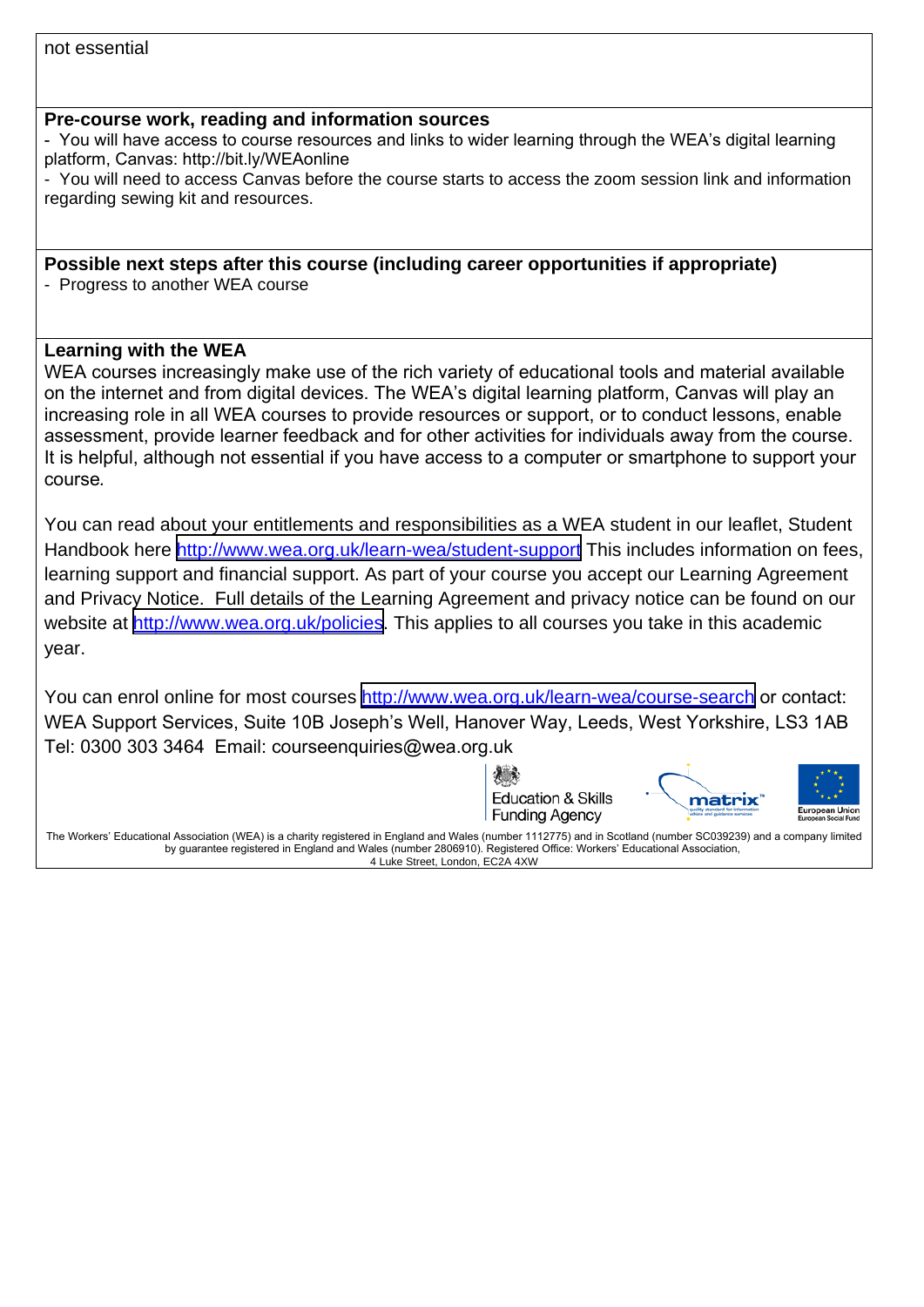not essential

**Pre-course work, reading and information sources**

- You will have access to course resources and links to wider learning through the WEA's digital learning platform, Canvas: http://bit.ly/WEAonline
- You will need to access Canvas before the course starts to access the zoom session link and information regarding sewing kit and resources.

**Possible next steps after this course (including career opportunities if appropriate)**

- Progress to another WEA course

**Learning with the WEA**

WEA courses increasingly make use of the rich variety of educational tools and material available on the internet and from digital devices. The WEA's digital learning platform, Canvas will play an increasing role in all WEA courses to provide resources or support, or to conduct lessons, enable assessment, provide learner feedback and for other activities for individuals away from the course. It is helpful, although not essential if you have access to a computer or smartphone to support your course.

You can read about your entitlements and responsibilities as a WEA student in our leaflet, Student Handbook here http://www.wea.org.uk/learn-wea/student-support This includes information on fees, learning support and financial support. As part of your course you accept our Learning Agreement and Privacy Notice. Full details of the Learning Agreement and privacy notice can be found on our website at http://www.wea.org.uk/policies. This applies to all courses you take in this academic year.

You can enrol online for most courses http://www.wea.org.uk/learn-wea/course-search or contact:
WEA Support Services, Suite 10B Joseph's Well, Hanover Way, Leeds, West Yorkshire, LS3 1AB
Tel: 0300 303 3464 Email: courseenquiries@wea.org.uk

Education & Skills Funding Agency

matrix

European Union European Social Fund

The Workers' Educational Association (WEA) is a charity registered in England and Wales (number 1112775) and in Scotland (number SC039239) and a company limited by guarantee registered in England and Wales (number 2806910). Registered Office: Workers' Educational Association, 4 Luke Street, London, EC2A 4XW